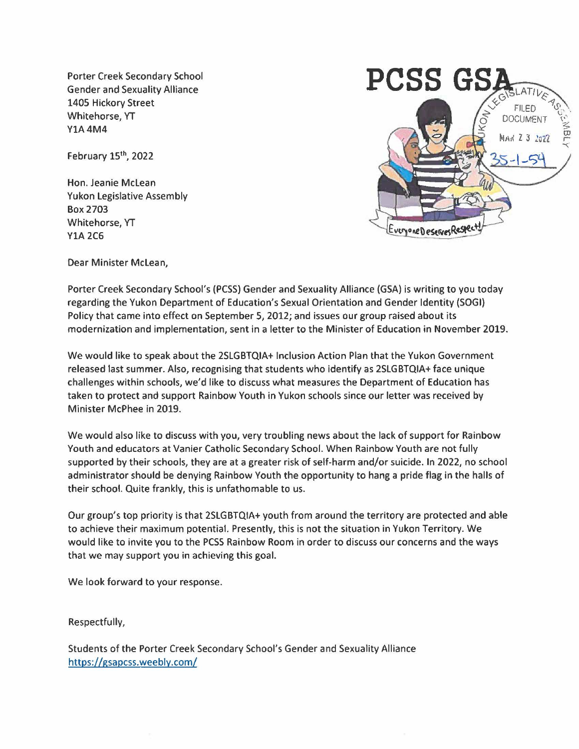Porter Creek Secondary School
Gender and Sexuality Alliance
1405 Hickory Street
Whitehorse, YT
Y1A 4M4

**PCSS GSA**

Everyone Deserves Respect!

YUKON LEGISLATIVE ASSEMBLY
FILED DOCUMENT
MAR 23 2022
35-1-54

February 15th, 2022

Hon. Jeanie McLean
Yukon Legislative Assembly
Box 2703
Whitehorse, YT
Y1A 2C6

Dear Minister McLean,

Porter Creek Secondary School's (PCSS) Gender and Sexuality Alliance (GSA) is writing to you today regarding the Yukon Department of Education's Sexual Orientation and Gender Identity (SOGI) Policy that came into effect on September 5, 2012; and issues our group raised about its modernization and implementation, sent in a letter to the Minister of Education in November 2019.

We would like to speak about the 2SLGBTQIA+ Inclusion Action Plan that the Yukon Government released last summer. Also, recognising that students who identify as 2SLGBTQIA+ face unique challenges within schools, we'd like to discuss what measures the Department of Education has taken to protect and support Rainbow Youth in Yukon schools since our letter was received by Minister McPhee in 2019.

We would also like to discuss with you, very troubling news about the lack of support for Rainbow Youth and educators at Vanier Catholic Secondary School. When Rainbow Youth are not fully supported by their schools, they are at a greater risk of self-harm and/or suicide. In 2022, no school administrator should be denying Rainbow Youth the opportunity to hang a pride flag in the halls of their school. Quite frankly, this is unfathomable to us.

Our group's top priority is that 2SLGBTQIA+ youth from around the territory are protected and able to achieve their maximum potential. Presently, this is not the situation in Yukon Territory. We would like to invite you to the PCSS Rainbow Room in order to discuss our concerns and the ways that we may support you in achieving this goal.

We look forward to your response.

Respectfully,

Students of the Porter Creek Secondary School's Gender and Sexuality Alliance
https://gsapcss.weebly.com/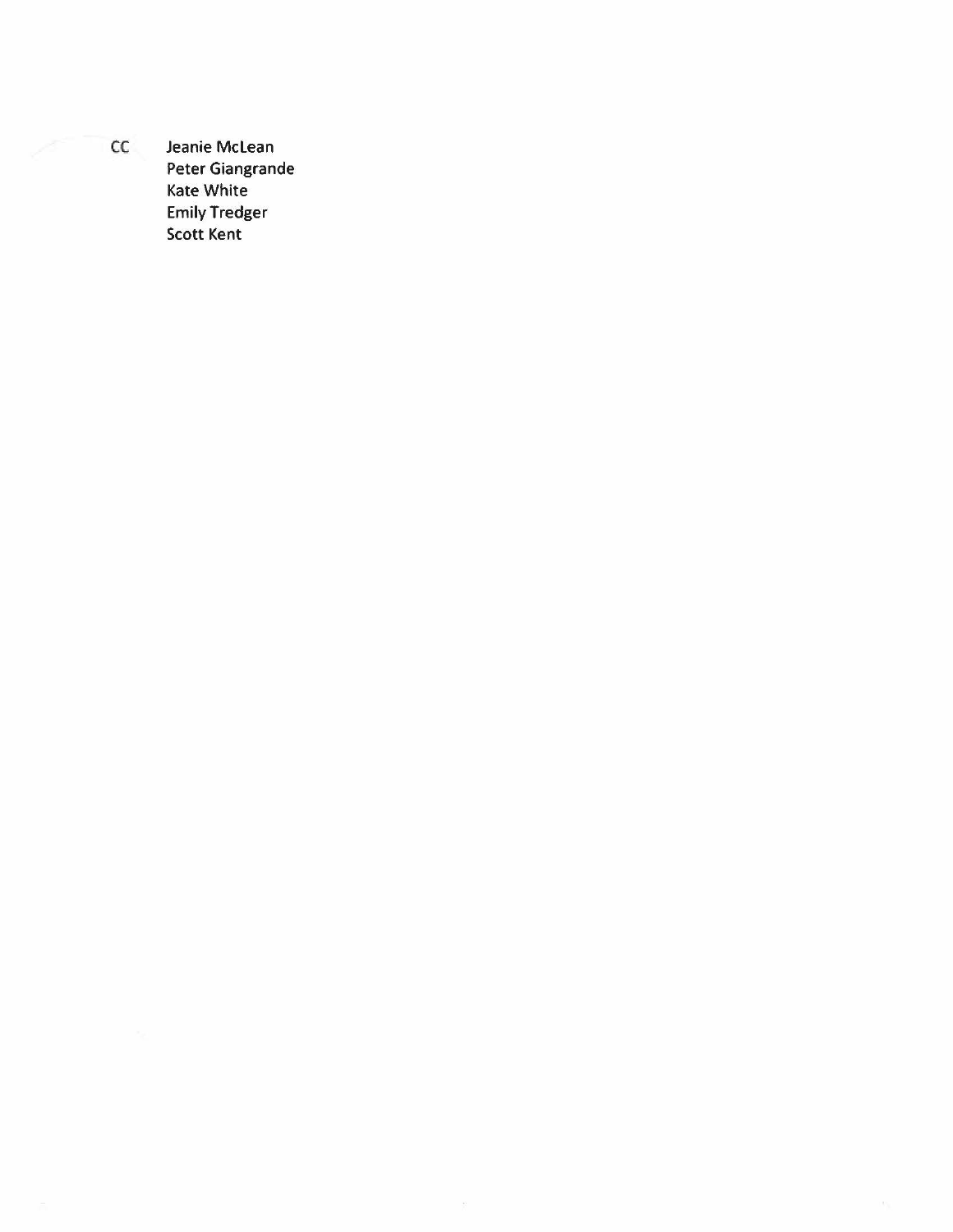CC Jeanie McLean
Peter Giangrande
Kate White
Emily Tredger
Scott Kent